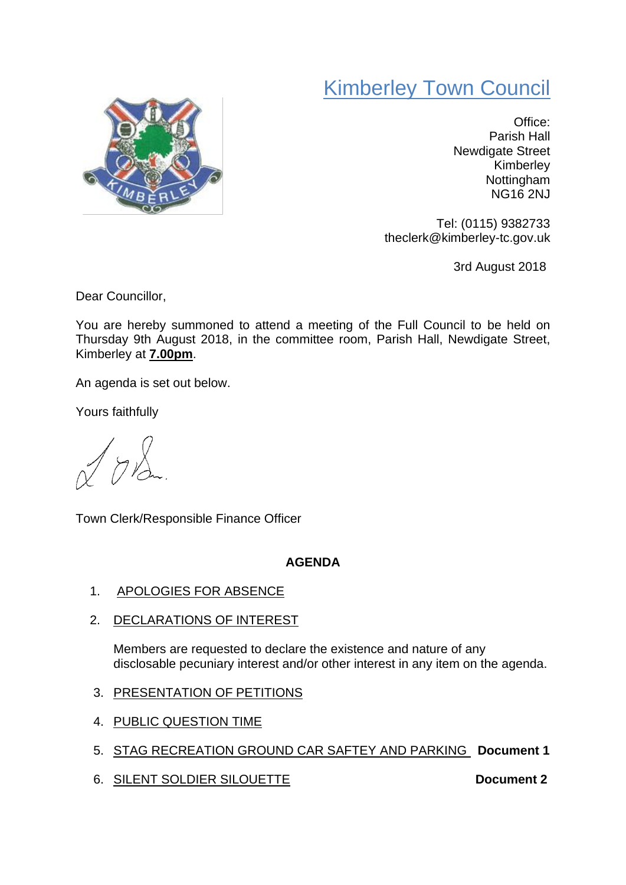# Kimberley Town Council

Office:
Parish Hall
Newdigate Street
Kimberley
Nottingham
NG16 2NJ

Tel: (0115) 9382733
theclerk@kimberley-tc.gov.uk

3rd August 2018

Dear Councillor,

You are hereby summoned to attend a meeting of the Full Council to be held on Thursday 9th August 2018, in the committee room, Parish Hall, Newdigate Street, Kimberley at **7.00pm**.

An agenda is set out below.

Yours faithfully

Town Clerk/Responsible Finance Officer

## AGENDA

1. APOLOGIES FOR ABSENCE

2. DECLARATIONS OF INTEREST

   Members are requested to declare the existence and nature of any disclosable pecuniary interest and/or other interest in any item on the agenda.

3. PRESENTATION OF PETITIONS

4. PUBLIC QUESTION TIME

5. STAG RECREATION GROUND CAR SAFTEY AND PARKING **Document 1**

6. SILENT SOLDIER SILOUETTE **Document 2**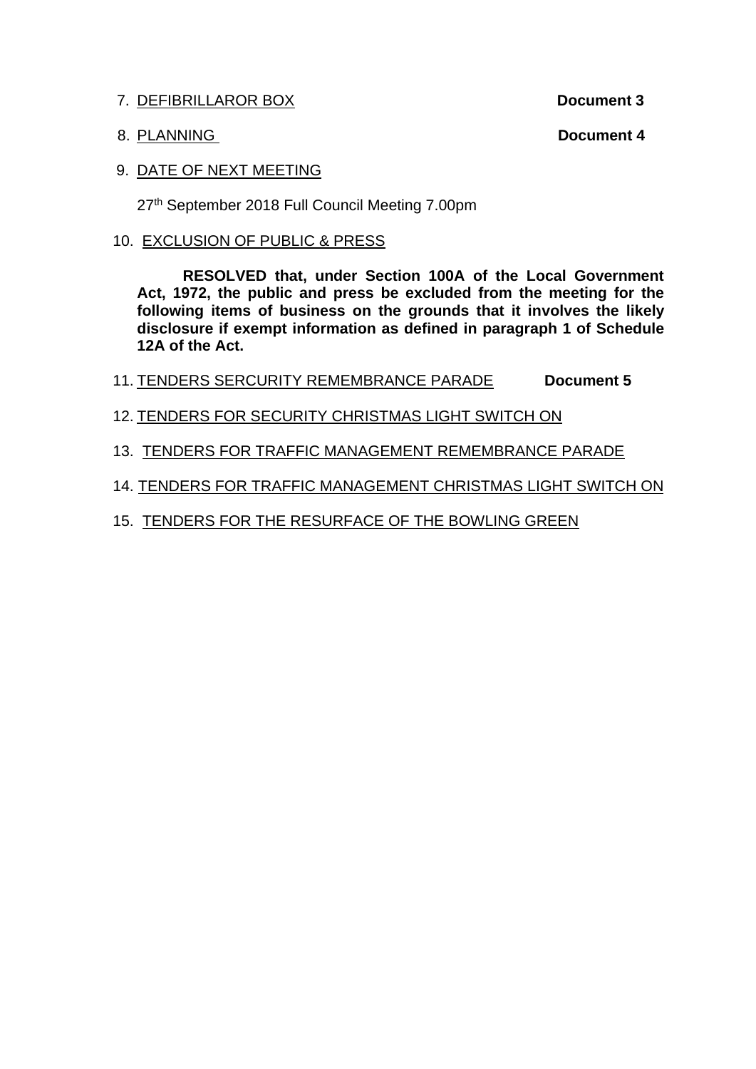7. <u>DEFIBRILLAROR BOX</u> **Document 3**

8. <u>PLANNING</u> **Document 4**

9. <u>DATE OF NEXT MEETING</u>

   27th September 2018 Full Council Meeting 7.00pm

10. <u>EXCLUSION OF PUBLIC & PRESS</u>

    **RESOLVED that, under Section 100A of the Local Government Act, 1972, the public and press be excluded from the meeting for the following items of business on the grounds that it involves the likely disclosure if exempt information as defined in paragraph 1 of Schedule 12A of the Act.**

11. <u>TENDERS SERCURITY REMEMBRANCE PARADE</u> **Document 5**

12. <u>TENDERS FOR SECURITY CHRISTMAS LIGHT SWITCH ON</u>

13. <u>TENDERS FOR TRAFFIC MANAGEMENT REMEMBRANCE PARADE</u>

14. <u>TENDERS FOR TRAFFIC MANAGEMENT CHRISTMAS LIGHT SWITCH ON</u>

15. <u>TENDERS FOR THE RESURFACE OF THE BOWLING GREEN</u>